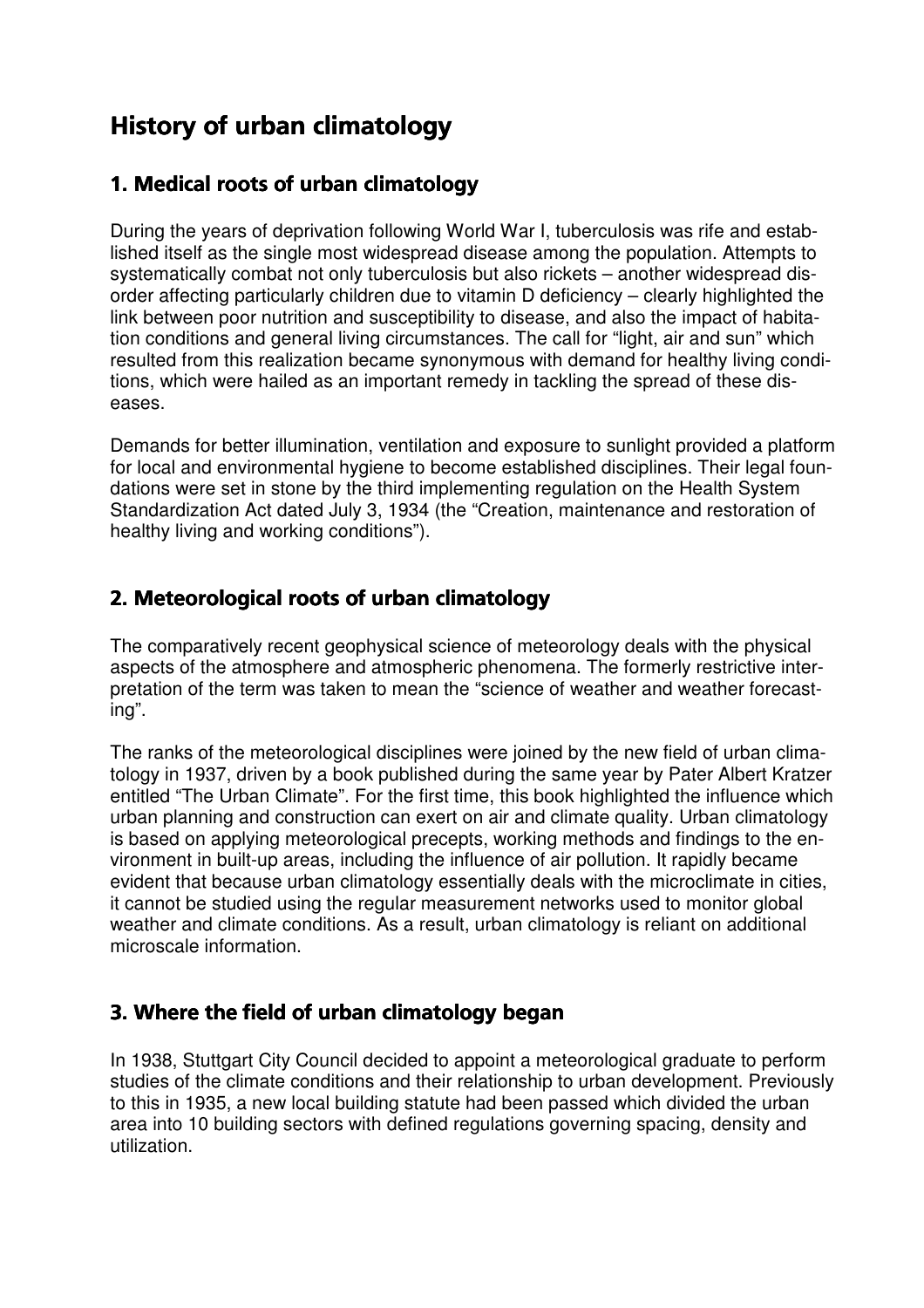# History of urban climatology

## 1. Medical roots of urban climatology

During the years of deprivation following World War I, tuberculosis was rife and established itself as the single most widespread disease among the population. Attempts to systematically combat not only tuberculosis but also rickets – another widespread disorder affecting particularly children due to vitamin D deficiency – clearly highlighted the link between poor nutrition and susceptibility to disease, and also the impact of habitation conditions and general living circumstances. The call for "light, air and sun" which resulted from this realization became synonymous with demand for healthy living conditions, which were hailed as an important remedy in tackling the spread of these diseases.

Demands for better illumination, ventilation and exposure to sunlight provided a platform for local and environmental hygiene to become established disciplines. Their legal foundations were set in stone by the third implementing regulation on the Health System Standardization Act dated July 3, 1934 (the "Creation, maintenance and restoration of healthy living and working conditions").

## 2. Meteorological roots of urban climatology

The comparatively recent geophysical science of meteorology deals with the physical aspects of the atmosphere and atmospheric phenomena. The formerly restrictive interpretation of the term was taken to mean the "science of weather and weather forecasting".

The ranks of the meteorological disciplines were joined by the new field of urban climatology in 1937, driven by a book published during the same year by Pater Albert Kratzer entitled "The Urban Climate". For the first time, this book highlighted the influence which urban planning and construction can exert on air and climate quality. Urban climatology is based on applying meteorological precepts, working methods and findings to the environment in built-up areas, including the influence of air pollution. It rapidly became evident that because urban climatology essentially deals with the microclimate in cities, it cannot be studied using the regular measurement networks used to monitor global weather and climate conditions. As a result, urban climatology is reliant on additional microscale information.

## 3. Where the field of urban climatology began

In 1938, Stuttgart City Council decided to appoint a meteorological graduate to perform studies of the climate conditions and their relationship to urban development. Previously to this in 1935, a new local building statute had been passed which divided the urban area into 10 building sectors with defined regulations governing spacing, density and utilization.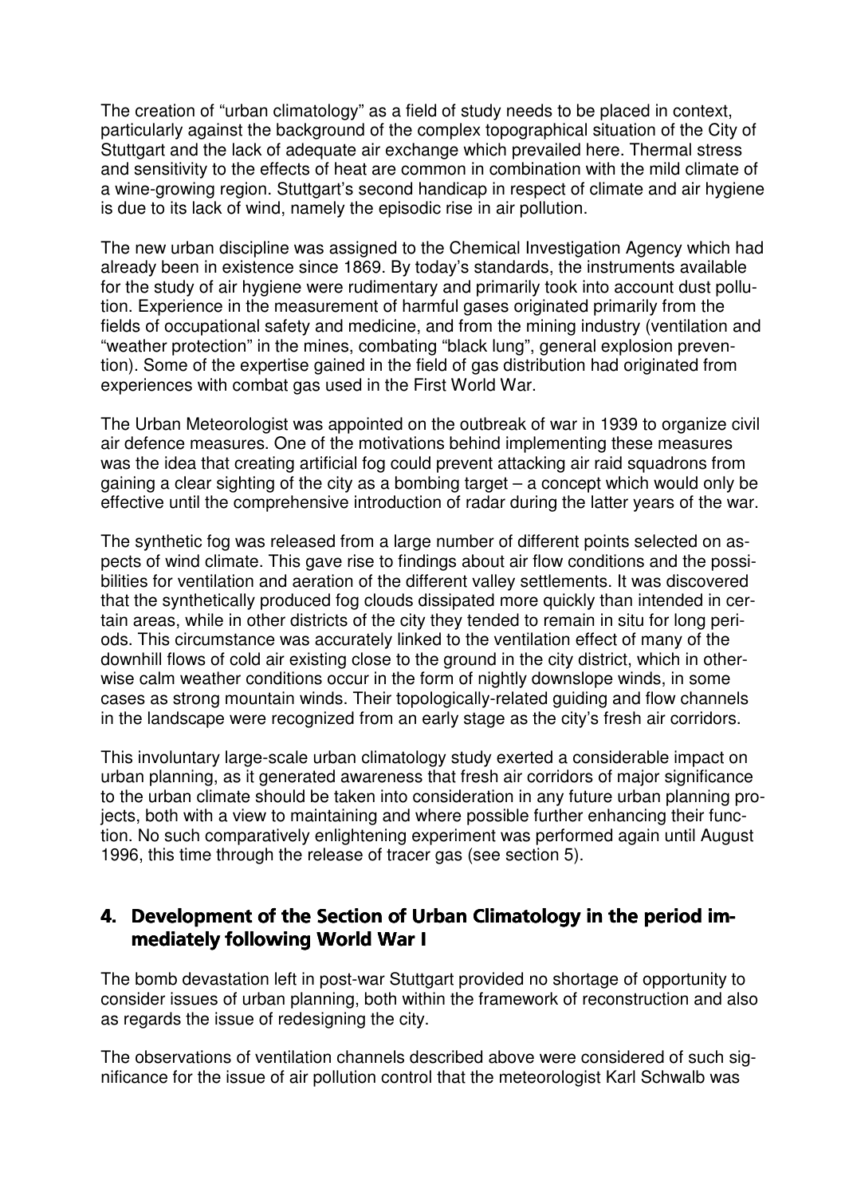The creation of "urban climatology" as a field of study needs to be placed in context, particularly against the background of the complex topographical situation of the City of Stuttgart and the lack of adequate air exchange which prevailed here. Thermal stress and sensitivity to the effects of heat are common in combination with the mild climate of a wine-growing region. Stuttgart's second handicap in respect of climate and air hygiene is due to its lack of wind, namely the episodic rise in air pollution.

The new urban discipline was assigned to the Chemical Investigation Agency which had already been in existence since 1869. By today's standards, the instruments available for the study of air hygiene were rudimentary and primarily took into account dust pollution. Experience in the measurement of harmful gases originated primarily from the fields of occupational safety and medicine, and from the mining industry (ventilation and "weather protection" in the mines, combating "black lung", general explosion prevention). Some of the expertise gained in the field of gas distribution had originated from experiences with combat gas used in the First World War.

The Urban Meteorologist was appointed on the outbreak of war in 1939 to organize civil air defence measures. One of the motivations behind implementing these measures was the idea that creating artificial fog could prevent attacking air raid squadrons from gaining a clear sighting of the city as a bombing target – a concept which would only be effective until the comprehensive introduction of radar during the latter years of the war.

The synthetic fog was released from a large number of different points selected on aspects of wind climate. This gave rise to findings about air flow conditions and the possibilities for ventilation and aeration of the different valley settlements. It was discovered that the synthetically produced fog clouds dissipated more quickly than intended in certain areas, while in other districts of the city they tended to remain in situ for long periods. This circumstance was accurately linked to the ventilation effect of many of the downhill flows of cold air existing close to the ground in the city district, which in otherwise calm weather conditions occur in the form of nightly downslope winds, in some cases as strong mountain winds. Their topologically-related guiding and flow channels in the landscape were recognized from an early stage as the city's fresh air corridors.

This involuntary large-scale urban climatology study exerted a considerable impact on urban planning, as it generated awareness that fresh air corridors of major significance to the urban climate should be taken into consideration in any future urban planning projects, both with a view to maintaining and where possible further enhancing their function. No such comparatively enlightening experiment was performed again until August 1996, this time through the release of tracer gas (see section 5).

## 4. Development of the Section of Urban Climatology in the period immediately following World War I

The bomb devastation left in post-war Stuttgart provided no shortage of opportunity to consider issues of urban planning, both within the framework of reconstruction and also as regards the issue of redesigning the city.

The observations of ventilation channels described above were considered of such significance for the issue of air pollution control that the meteorologist Karl Schwalb was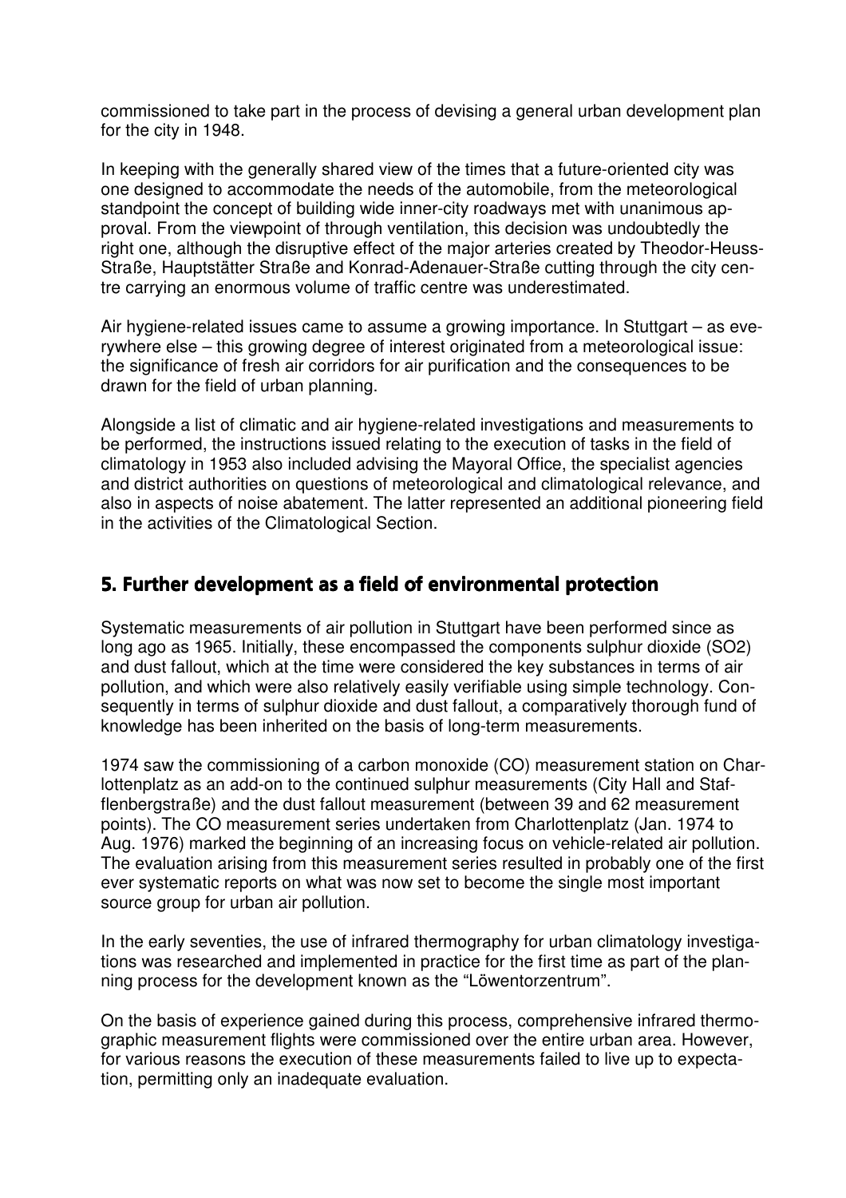commissioned to take part in the process of devising a general urban development plan for the city in 1948.

In keeping with the generally shared view of the times that a future-oriented city was one designed to accommodate the needs of the automobile, from the meteorological standpoint the concept of building wide inner-city roadways met with unanimous approval. From the viewpoint of through ventilation, this decision was undoubtedly the right one, although the disruptive effect of the major arteries created by Theodor-Heuss-Straße, Hauptstätter Straße and Konrad-Adenauer-Straße cutting through the city centre carrying an enormous volume of traffic centre was underestimated.

Air hygiene-related issues came to assume a growing importance. In Stuttgart – as everywhere else – this growing degree of interest originated from a meteorological issue: the significance of fresh air corridors for air purification and the consequences to be drawn for the field of urban planning.

Alongside a list of climatic and air hygiene-related investigations and measurements to be performed, the instructions issued relating to the execution of tasks in the field of climatology in 1953 also included advising the Mayoral Office, the specialist agencies and district authorities on questions of meteorological and climatological relevance, and also in aspects of noise abatement. The latter represented an additional pioneering field in the activities of the Climatological Section.

## 5. Further development as a field of environmental protection

Systematic measurements of air pollution in Stuttgart have been performed since as long ago as 1965. Initially, these encompassed the components sulphur dioxide ($SO_2$) and dust fallout, which at the time were considered the key substances in terms of air pollution, and which were also relatively easily verifiable using simple technology. Consequently in terms of sulphur dioxide and dust fallout, a comparatively thorough fund of knowledge has been inherited on the basis of long-term measurements.

1974 saw the commissioning of a carbon monoxide (CO) measurement station on Charlottenplatz as an add-on to the continued sulphur measurements (City Hall and Staflenbergstraße) and the dust fallout measurement (between 39 and 62 measurement points). The CO measurement series undertaken from Charlottenplatz (Jan. 1974 to Aug. 1976) marked the beginning of an increasing focus on vehicle-related air pollution. The evaluation arising from this measurement series resulted in probably one of the first ever systematic reports on what was now set to become the single most important source group for urban air pollution.

In the early seventies, the use of infrared thermography for urban climatology investigations was researched and implemented in practice for the first time as part of the planning process for the development known as the "Löwentorzentrum".

On the basis of experience gained during this process, comprehensive infrared thermographic measurement flights were commissioned over the entire urban area. However, for various reasons the execution of these measurements failed to live up to expectation, permitting only an inadequate evaluation.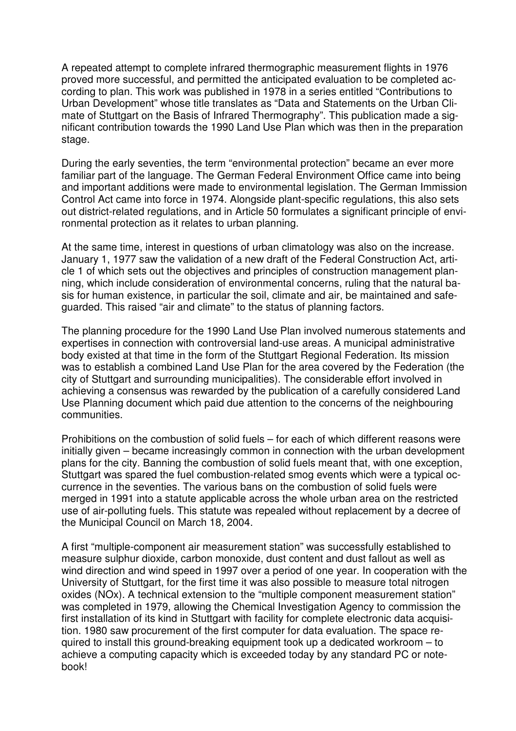A repeated attempt to complete infrared thermographic measurement flights in 1976 proved more successful, and permitted the anticipated evaluation to be completed according to plan. This work was published in 1978 in a series entitled "Contributions to Urban Development" whose title translates as "Data and Statements on the Urban Climate of Stuttgart on the Basis of Infrared Thermography". This publication made a significant contribution towards the 1990 Land Use Plan which was then in the preparation stage.

During the early seventies, the term "environmental protection" became an ever more familiar part of the language. The German Federal Environment Office came into being and important additions were made to environmental legislation. The German Immission Control Act came into force in 1974. Alongside plant-specific regulations, this also sets out district-related regulations, and in Article 50 formulates a significant principle of environmental protection as it relates to urban planning.

At the same time, interest in questions of urban climatology was also on the increase. January 1, 1977 saw the validation of a new draft of the Federal Construction Act, article 1 of which sets out the objectives and principles of construction management planning, which include consideration of environmental concerns, ruling that the natural basis for human existence, in particular the soil, climate and air, be maintained and safeguarded. This raised "air and climate" to the status of planning factors.

The planning procedure for the 1990 Land Use Plan involved numerous statements and expertises in connection with controversial land-use areas. A municipal administrative body existed at that time in the form of the Stuttgart Regional Federation. Its mission was to establish a combined Land Use Plan for the area covered by the Federation (the city of Stuttgart and surrounding municipalities). The considerable effort involved in achieving a consensus was rewarded by the publication of a carefully considered Land Use Planning document which paid due attention to the concerns of the neighbouring communities.

Prohibitions on the combustion of solid fuels – for each of which different reasons were initially given – became increasingly common in connection with the urban development plans for the city. Banning the combustion of solid fuels meant that, with one exception, Stuttgart was spared the fuel combustion-related smog events which were a typical occurrence in the seventies. The various bans on the combustion of solid fuels were merged in 1991 into a statute applicable across the whole urban area on the restricted use of air-polluting fuels. This statute was repealed without replacement by a decree of the Municipal Council on March 18, 2004.

A first "multiple-component air measurement station" was successfully established to measure sulphur dioxide, carbon monoxide, dust content and dust fallout as well as wind direction and wind speed in 1997 over a period of one year. In cooperation with the University of Stuttgart, for the first time it was also possible to measure total nitrogen oxides ($NO_x$). A technical extension to the "multiple component measurement station" was completed in 1979, allowing the Chemical Investigation Agency to commission the first installation of its kind in Stuttgart with facility for complete electronic data acquisition. 1980 saw procurement of the first computer for data evaluation. The space required to install this ground-breaking equipment took up a dedicated workroom – to achieve a computing capacity which is exceeded today by any standard PC or notebook!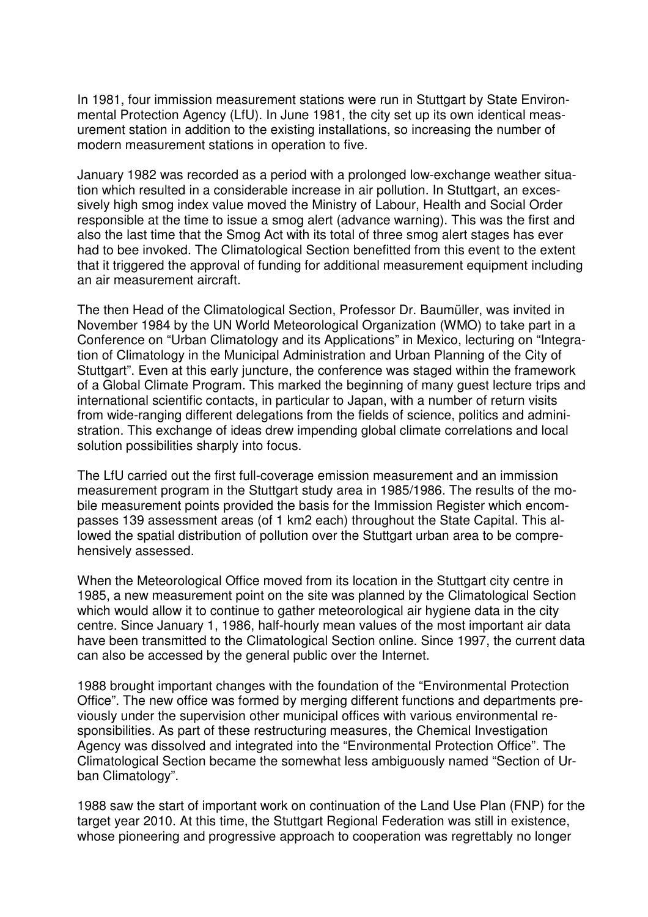In 1981, four immission measurement stations were run in Stuttgart by State Environmental Protection Agency (LfU). In June 1981, the city set up its own identical measurement station in addition to the existing installations, so increasing the number of modern measurement stations in operation to five.

January 1982 was recorded as a period with a prolonged low-exchange weather situation which resulted in a considerable increase in air pollution. In Stuttgart, an excessively high smog index value moved the Ministry of Labour, Health and Social Order responsible at the time to issue a smog alert (advance warning). This was the first and also the last time that the Smog Act with its total of three smog alert stages has ever had to bee invoked. The Climatological Section benefitted from this event to the extent that it triggered the approval of funding for additional measurement equipment including an air measurement aircraft.

The then Head of the Climatological Section, Professor Dr. Baumüller, was invited in November 1984 by the UN World Meteorological Organization (WMO) to take part in a Conference on "Urban Climatology and its Applications" in Mexico, lecturing on "Integration of Climatology in the Municipal Administration and Urban Planning of the City of Stuttgart". Even at this early juncture, the conference was staged within the framework of a Global Climate Program. This marked the beginning of many guest lecture trips and international scientific contacts, in particular to Japan, with a number of return visits from wide-ranging different delegations from the fields of science, politics and administration. This exchange of ideas drew impending global climate correlations and local solution possibilities sharply into focus.

The LfU carried out the first full-coverage emission measurement and an immission measurement program in the Stuttgart study area in 1985/1986. The results of the mobile measurement points provided the basis for the Immission Register which encompasses 139 assessment areas (of 1 km2 each) throughout the State Capital. This allowed the spatial distribution of pollution over the Stuttgart urban area to be comprehensively assessed.

When the Meteorological Office moved from its location in the Stuttgart city centre in 1985, a new measurement point on the site was planned by the Climatological Section which would allow it to continue to gather meteorological air hygiene data in the city centre. Since January 1, 1986, half-hourly mean values of the most important air data have been transmitted to the Climatological Section online. Since 1997, the current data can also be accessed by the general public over the Internet.

1988 brought important changes with the foundation of the "Environmental Protection Office". The new office was formed by merging different functions and departments previously under the supervision other municipal offices with various environmental responsibilities. As part of these restructuring measures, the Chemical Investigation Agency was dissolved and integrated into the "Environmental Protection Office". The Climatological Section became the somewhat less ambiguously named "Section of Urban Climatology".

1988 saw the start of important work on continuation of the Land Use Plan (FNP) for the target year 2010. At this time, the Stuttgart Regional Federation was still in existence, whose pioneering and progressive approach to cooperation was regrettably no longer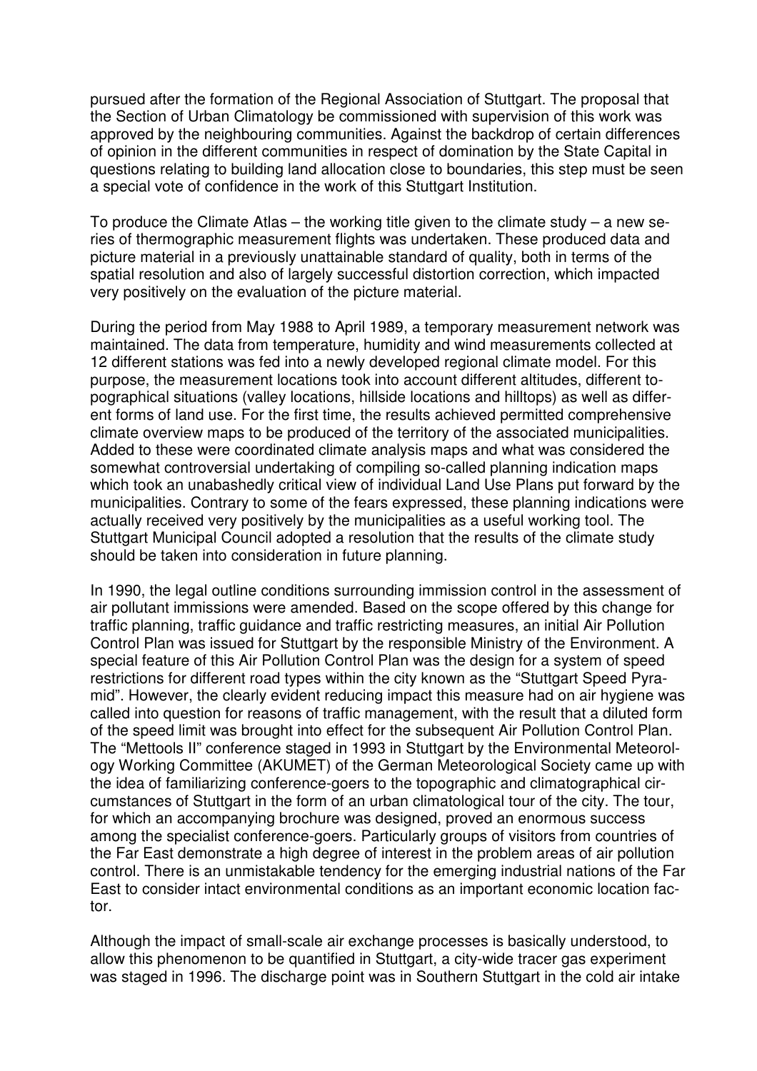pursued after the formation of the Regional Association of Stuttgart. The proposal that the Section of Urban Climatology be commissioned with supervision of this work was approved by the neighbouring communities. Against the backdrop of certain differences of opinion in the different communities in respect of domination by the State Capital in questions relating to building land allocation close to boundaries, this step must be seen a special vote of confidence in the work of this Stuttgart Institution.

To produce the Climate Atlas – the working title given to the climate study – a new series of thermographic measurement flights was undertaken. These produced data and picture material in a previously unattainable standard of quality, both in terms of the spatial resolution and also of largely successful distortion correction, which impacted very positively on the evaluation of the picture material.

During the period from May 1988 to April 1989, a temporary measurement network was maintained. The data from temperature, humidity and wind measurements collected at 12 different stations was fed into a newly developed regional climate model. For this purpose, the measurement locations took into account different altitudes, different topographical situations (valley locations, hillside locations and hilltops) as well as different forms of land use. For the first time, the results achieved permitted comprehensive climate overview maps to be produced of the territory of the associated municipalities. Added to these were coordinated climate analysis maps and what was considered the somewhat controversial undertaking of compiling so-called planning indication maps which took an unabashedly critical view of individual Land Use Plans put forward by the municipalities. Contrary to some of the fears expressed, these planning indications were actually received very positively by the municipalities as a useful working tool. The Stuttgart Municipal Council adopted a resolution that the results of the climate study should be taken into consideration in future planning.

In 1990, the legal outline conditions surrounding immission control in the assessment of air pollutant immissions were amended. Based on the scope offered by this change for traffic planning, traffic guidance and traffic restricting measures, an initial Air Pollution Control Plan was issued for Stuttgart by the responsible Ministry of the Environment. A special feature of this Air Pollution Control Plan was the design for a system of speed restrictions for different road types within the city known as the "Stuttgart Speed Pyramid". However, the clearly evident reducing impact this measure had on air hygiene was called into question for reasons of traffic management, with the result that a diluted form of the speed limit was brought into effect for the subsequent Air Pollution Control Plan. The "Mettools II" conference staged in 1993 in Stuttgart by the Environmental Meteorology Working Committee (AKUMET) of the German Meteorological Society came up with the idea of familiarizing conference-goers to the topographic and climatographical circumstances of Stuttgart in the form of an urban climatological tour of the city. The tour, for which an accompanying brochure was designed, proved an enormous success among the specialist conference-goers. Particularly groups of visitors from countries of the Far East demonstrate a high degree of interest in the problem areas of air pollution control. There is an unmistakable tendency for the emerging industrial nations of the Far East to consider intact environmental conditions as an important economic location factor.

Although the impact of small-scale air exchange processes is basically understood, to allow this phenomenon to be quantified in Stuttgart, a city-wide tracer gas experiment was staged in 1996. The discharge point was in Southern Stuttgart in the cold air intake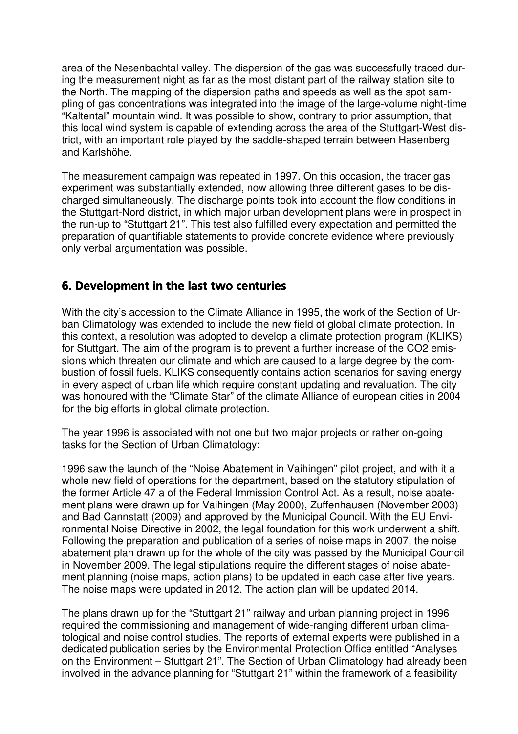area of the Nesenbachtal valley. The dispersion of the gas was successfully traced during the measurement night as far as the most distant part of the railway station site to the North. The mapping of the dispersion paths and speeds as well as the spot sampling of gas concentrations was integrated into the image of the large-volume night-time "Kaltental" mountain wind. It was possible to show, contrary to prior assumption, that this local wind system is capable of extending across the area of the Stuttgart-West district, with an important role played by the saddle-shaped terrain between Hasenberg and Karlshöhe.

The measurement campaign was repeated in 1997. On this occasion, the tracer gas experiment was substantially extended, now allowing three different gases to be discharged simultaneously. The discharge points took into account the flow conditions in the Stuttgart-Nord district, in which major urban development plans were in prospect in the run-up to "Stuttgart 21". This test also fulfilled every expectation and permitted the preparation of quantifiable statements to provide concrete evidence where previously only verbal argumentation was possible.

## 6. Development in the last two centuries

With the city's accession to the Climate Alliance in 1995, the work of the Section of Urban Climatology was extended to include the new field of global climate protection. In this context, a resolution was adopted to develop a climate protection program (KLIKS) for Stuttgart. The aim of the program is to prevent a further increase of the $CO_2$ emissions which threaten our climate and which are caused to a large degree by the combustion of fossil fuels. KLIKS consequently contains action scenarios for saving energy in every aspect of urban life which require constant updating and revaluation. The city was honoured with the "Climate Star" of the climate Alliance of european cities in 2004 for the big efforts in global climate protection.

The year 1996 is associated with not one but two major projects or rather on-going tasks for the Section of Urban Climatology:

1996 saw the launch of the "Noise Abatement in Vaihingen" pilot project, and with it a whole new field of operations for the department, based on the statutory stipulation of the former Article 47 a of the Federal Immission Control Act. As a result, noise abatement plans were drawn up for Vaihingen (May 2000), Zuffenhausen (November 2003) and Bad Cannstatt (2009) and approved by the Municipal Council. With the EU Environmental Noise Directive in 2002, the legal foundation for this work underwent a shift. Following the preparation and publication of a series of noise maps in 2007, the noise abatement plan drawn up for the whole of the city was passed by the Municipal Council in November 2009. The legal stipulations require the different stages of noise abatement planning (noise maps, action plans) to be updated in each case after five years. The noise maps were updated in 2012. The action plan will be updated 2014.

The plans drawn up for the "Stuttgart 21" railway and urban planning project in 1996 required the commissioning and management of wide-ranging different urban climatological and noise control studies. The reports of external experts were published in a dedicated publication series by the Environmental Protection Office entitled "Analyses on the Environment – Stuttgart 21". The Section of Urban Climatology had already been involved in the advance planning for "Stuttgart 21" within the framework of a feasibility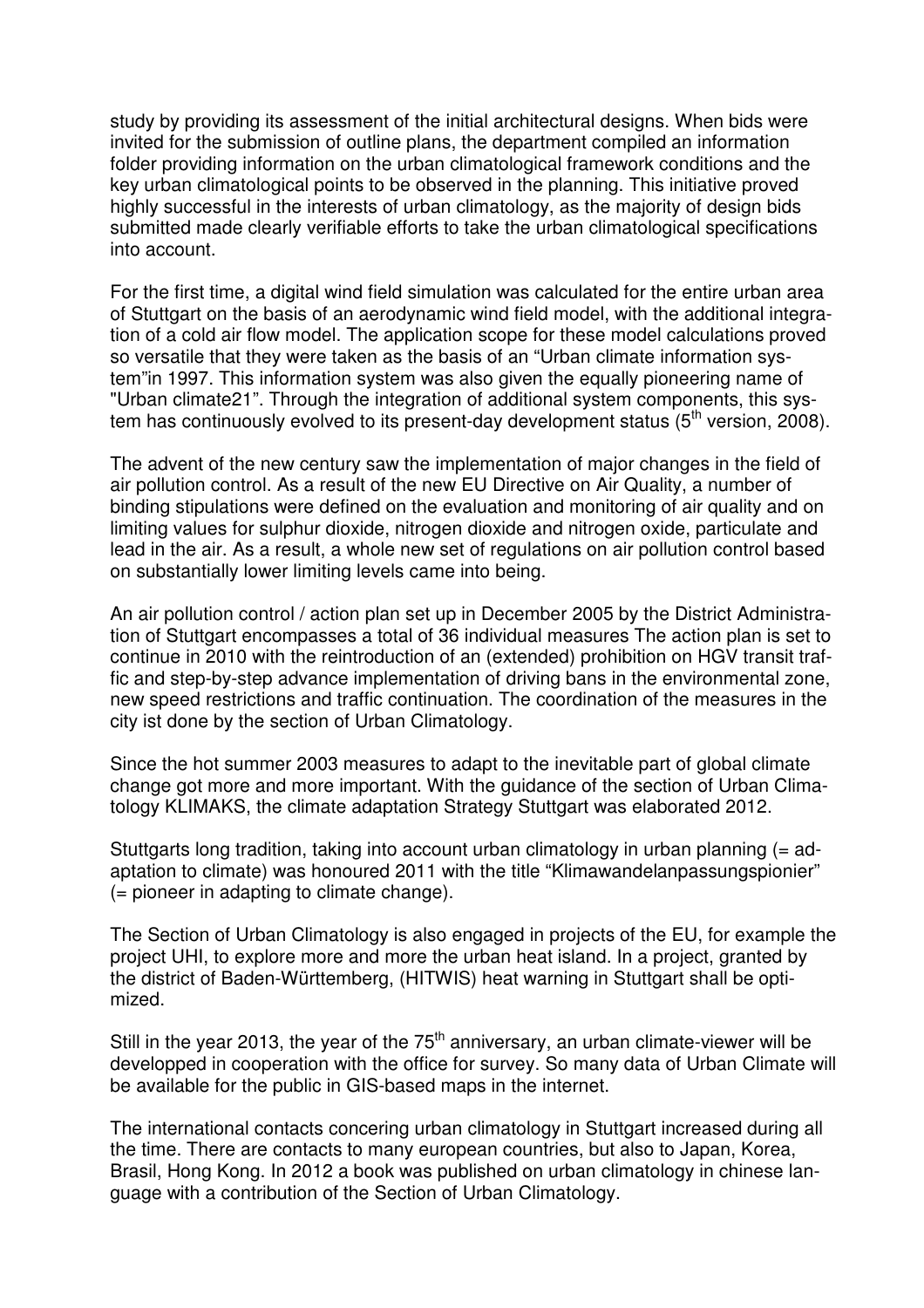study by providing its assessment of the initial architectural designs. When bids were invited for the submission of outline plans, the department compiled an information folder providing information on the urban climatological framework conditions and the key urban climatological points to be observed in the planning. This initiative proved highly successful in the interests of urban climatology, as the majority of design bids submitted made clearly verifiable efforts to take the urban climatological specifications into account.

For the first time, a digital wind field simulation was calculated for the entire urban area of Stuttgart on the basis of an aerodynamic wind field model, with the additional integration of a cold air flow model. The application scope for these model calculations proved so versatile that they were taken as the basis of an "Urban climate information system"in 1997. This information system was also given the equally pioneering name of "Urban climate21". Through the integration of additional system components, this system has continuously evolved to its present-day development status (5th version, 2008).

The advent of the new century saw the implementation of major changes in the field of air pollution control. As a result of the new EU Directive on Air Quality, a number of binding stipulations were defined on the evaluation and monitoring of air quality and on limiting values for sulphur dioxide, nitrogen dioxide and nitrogen oxide, particulate and lead in the air. As a result, a whole new set of regulations on air pollution control based on substantially lower limiting levels came into being.

An air pollution control / action plan set up in December 2005 by the District Administration of Stuttgart encompasses a total of 36 individual measures The action plan is set to continue in 2010 with the reintroduction of an (extended) prohibition on HGV transit traffic and step-by-step advance implementation of driving bans in the environmental zone, new speed restrictions and traffic continuation. The coordination of the measures in the city ist done by the section of Urban Climatology.

Since the hot summer 2003 measures to adapt to the inevitable part of global climate change got more and more important. With the guidance of the section of Urban Climatology KLIMAKS, the climate adaptation Strategy Stuttgart was elaborated 2012.

Stuttgarts long tradition, taking into account urban climatology in urban planning (= adaptation to climate) was honoured 2011 with the title "Klimawandelanpassungspionier" (= pioneer in adapting to climate change).

The Section of Urban Climatology is also engaged in projects of the EU, for example the project UHI, to explore more and more the urban heat island. In a project, granted by the district of Baden-Württemberg, (HITWIS) heat warning in Stuttgart shall be optimized.

Still in the year 2013, the year of the 75th anniversary, an urban climate-viewer will be developped in cooperation with the office for survey. So many data of Urban Climate will be available for the public in GIS-based maps in the internet.

The international contacts concering urban climatology in Stuttgart increased during all the time. There are contacts to many european countries, but also to Japan, Korea, Brasil, Hong Kong. In 2012 a book was published on urban climatology in chinese language with a contribution of the Section of Urban Climatology.